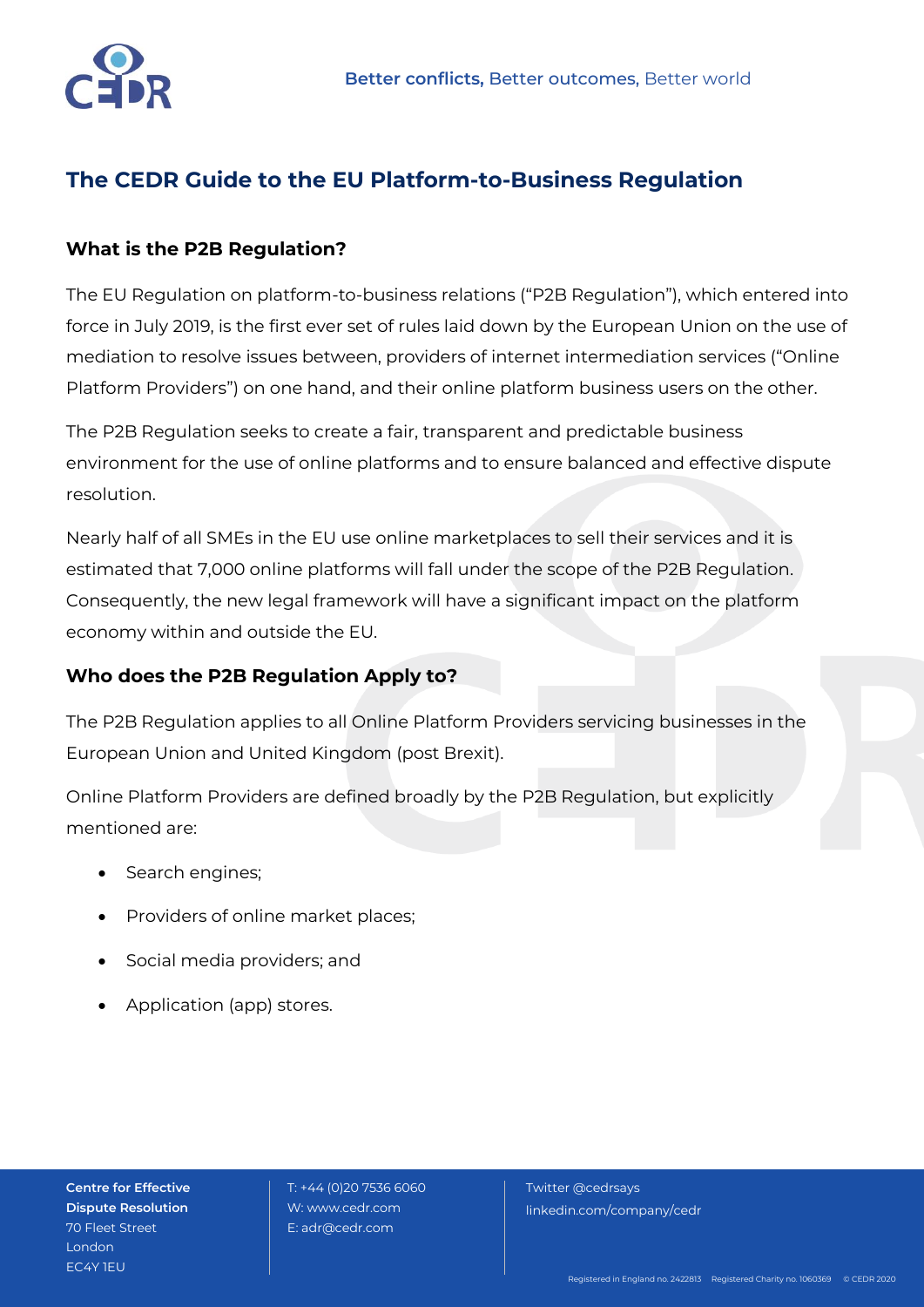# The CEDR Guide to the EU Platform-to-Business Regulation

## What is the P2B Regulation?

The EU Regulation on platform-to-business relations ("P2B Regulation"), which entered into force in July 2019, is the first ever set of rules laid down by the European Union on the use of mediation to resolve issues between, providers of internet intermediation services ("Online Platform Providers") on one hand, and their online platform business users on the other.

The P2B Regulation seeks to create a fair, transparent and predictable business environment for the use of online platforms and to ensure balanced and effective dispute resolution.

Nearly half of all SMEs in the EU use online marketplaces to sell their services and it is estimated that 7,000 online platforms will fall under the scope of the P2B Regulation. Consequently, the new legal framework will have a significant impact on the platform economy within and outside the EU.

## Who does the P2B Regulation Apply to?

The P2B Regulation applies to all Online Platform Providers servicing businesses in the European Union and United Kingdom (post Brexit).

Online Platform Providers are defined broadly by the P2B Regulation, but explicitly mentioned are:

- Search engines;
- Providers of online market places;
- Social media providers; and
- Application (app) stores.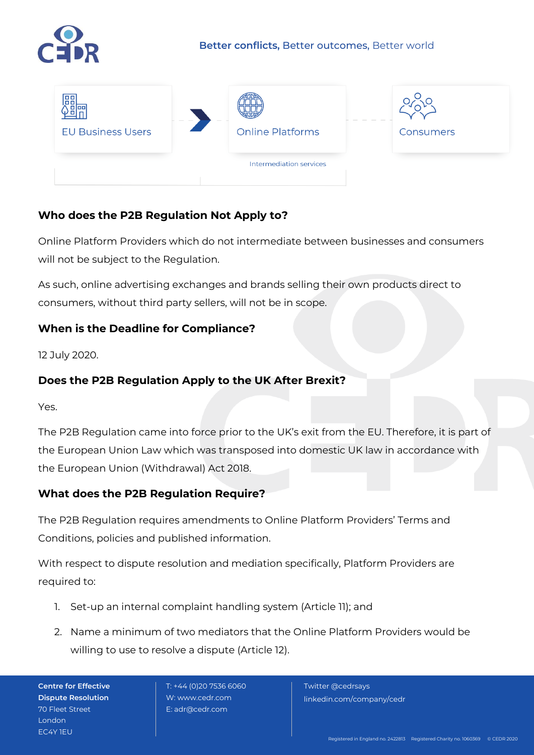EU Business Users → Online Platforms - - - Consumers

Intermediation services

## Who does the P2B Regulation Not Apply to?

Online Platform Providers which do not intermediate between businesses and consumers will not be subject to the Regulation.

As such, online advertising exchanges and brands selling their own products direct to consumers, without third party sellers, will not be in scope.

## When is the Deadline for Compliance?

12 July 2020.

## Does the P2B Regulation Apply to the UK After Brexit?

Yes.

The P2B Regulation came into force prior to the UK's exit from the EU. Therefore, it is part of the European Union Law which was transposed into domestic UK law in accordance with the European Union (Withdrawal) Act 2018.

## What does the P2B Regulation Require?

The P2B Regulation requires amendments to Online Platform Providers' Terms and Conditions, policies and published information.

With respect to dispute resolution and mediation specifically, Platform Providers are required to:

1. Set-up an internal complaint handling system (Article 11); and
2. Name a minimum of two mediators that the Online Platform Providers would be willing to use to resolve a dispute (Article 12).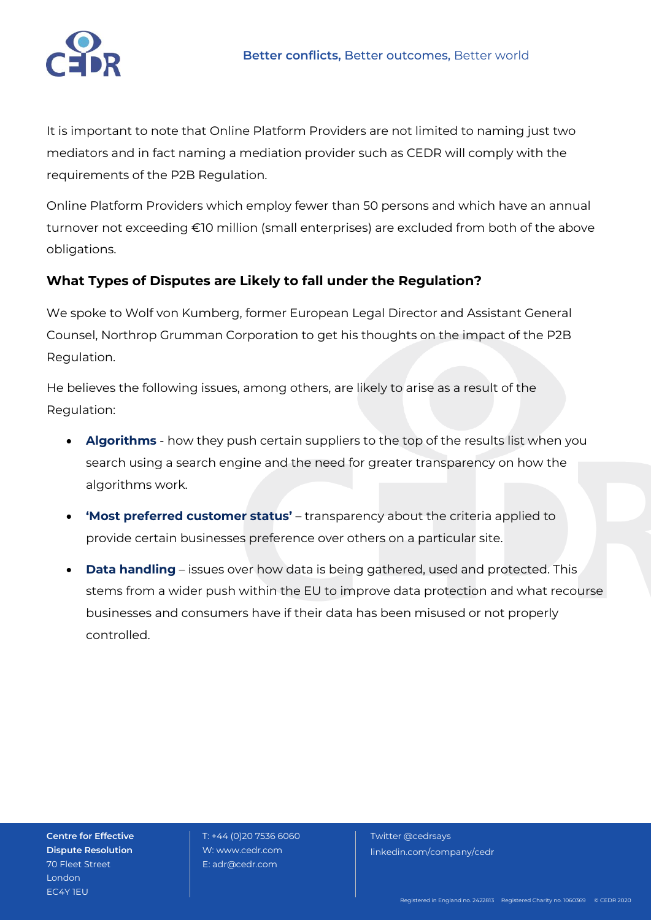It is important to note that Online Platform Providers are not limited to naming just two mediators and in fact naming a mediation provider such as CEDR will comply with the requirements of the P2B Regulation.

Online Platform Providers which employ fewer than 50 persons and which have an annual turnover not exceeding €10 million (small enterprises) are excluded from both of the above obligations.

### What Types of Disputes are Likely to fall under the Regulation?

We spoke to Wolf von Kumberg, former European Legal Director and Assistant General Counsel, Northrop Grumman Corporation to get his thoughts on the impact of the P2B Regulation.

He believes the following issues, among others, are likely to arise as a result of the Regulation:

- **Algorithms** - how they push certain suppliers to the top of the results list when you search using a search engine and the need for greater transparency on how the algorithms work.
- **'Most preferred customer status'** – transparency about the criteria applied to provide certain businesses preference over others on a particular site.
- **Data handling** – issues over how data is being gathered, used and protected. This stems from a wider push within the EU to improve data protection and what recourse businesses and consumers have if their data has been misused or not properly controlled.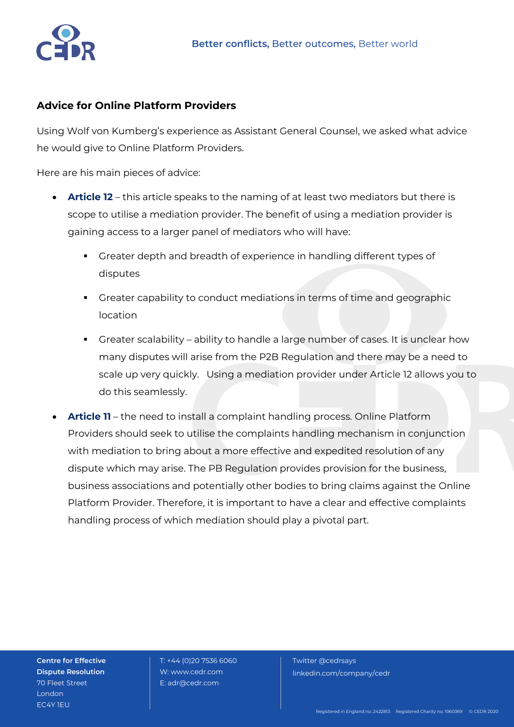## Advice for Online Platform Providers

Using Wolf von Kumberg's experience as Assistant General Counsel, we asked what advice he would give to Online Platform Providers.

Here are his main pieces of advice:

- **Article 12** – this article speaks to the naming of at least two mediators but there is scope to utilise a mediation provider. The benefit of using a mediation provider is gaining access to a larger panel of mediators who will have:
  - Greater depth and breadth of experience in handling different types of disputes
  - Greater capability to conduct mediations in terms of time and geographic location
  - Greater scalability – ability to handle a large number of cases. It is unclear how many disputes will arise from the P2B Regulation and there may be a need to scale up very quickly. Using a mediation provider under Article 12 allows you to do this seamlessly.
- **Article 11** – the need to install a complaint handling process. Online Platform Providers should seek to utilise the complaints handling mechanism in conjunction with mediation to bring about a more effective and expedited resolution of any dispute which may arise. The PB Regulation provides provision for the business, business associations and potentially other bodies to bring claims against the Online Platform Provider. Therefore, it is important to have a clear and effective complaints handling process of which mediation should play a pivotal part.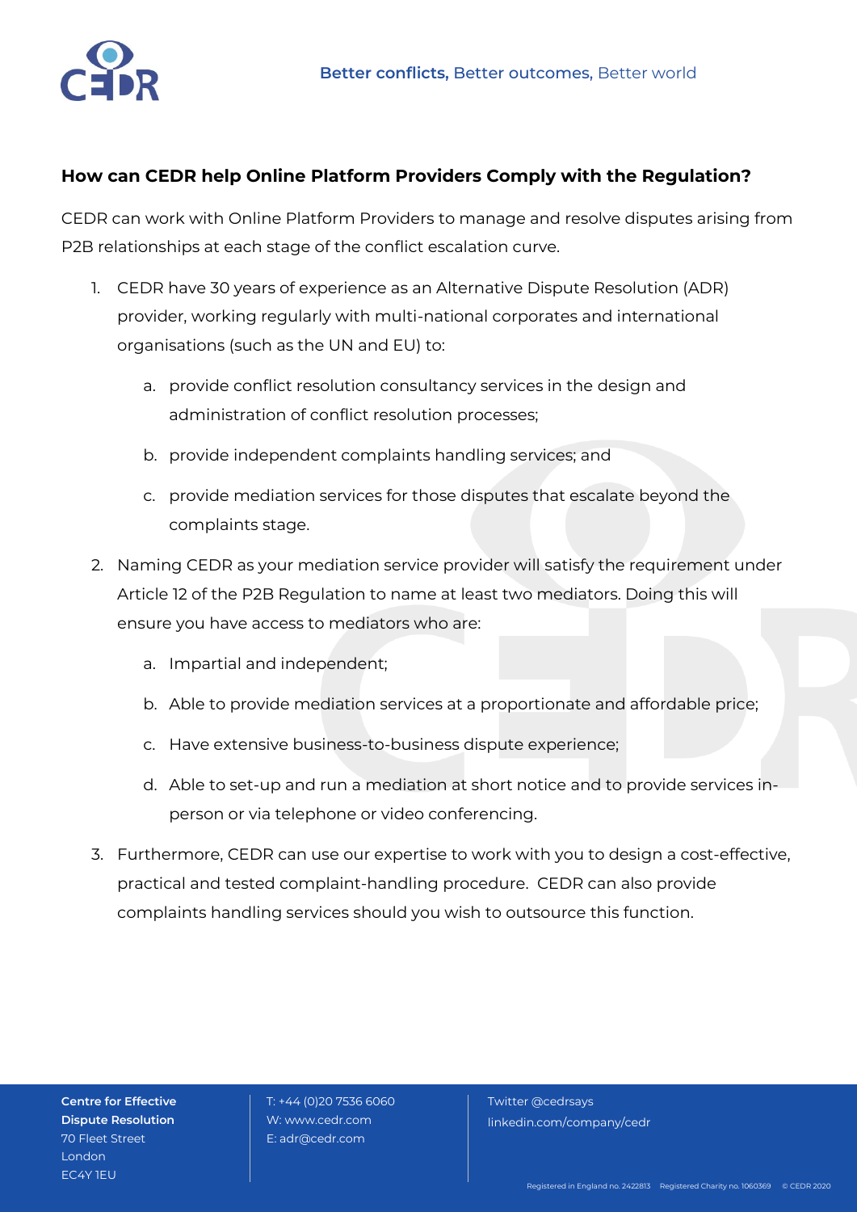## How can CEDR help Online Platform Providers Comply with the Regulation?

CEDR can work with Online Platform Providers to manage and resolve disputes arising from P2B relationships at each stage of the conflict escalation curve.

1. CEDR have 30 years of experience as an Alternative Dispute Resolution (ADR) provider, working regularly with multi-national corporates and international organisations (such as the UN and EU) to:
   a. provide conflict resolution consultancy services in the design and administration of conflict resolution processes;
   b. provide independent complaints handling services; and
   c. provide mediation services for those disputes that escalate beyond the complaints stage.
2. Naming CEDR as your mediation service provider will satisfy the requirement under Article 12 of the P2B Regulation to name at least two mediators. Doing this will ensure you have access to mediators who are:
   a. Impartial and independent;
   b. Able to provide mediation services at a proportionate and affordable price;
   c. Have extensive business-to-business dispute experience;
   d. Able to set-up and run a mediation at short notice and to provide services in-person or via telephone or video conferencing.
3. Furthermore, CEDR can use our expertise to work with you to design a cost-effective, practical and tested complaint-handling procedure. CEDR can also provide complaints handling services should you wish to outsource this function.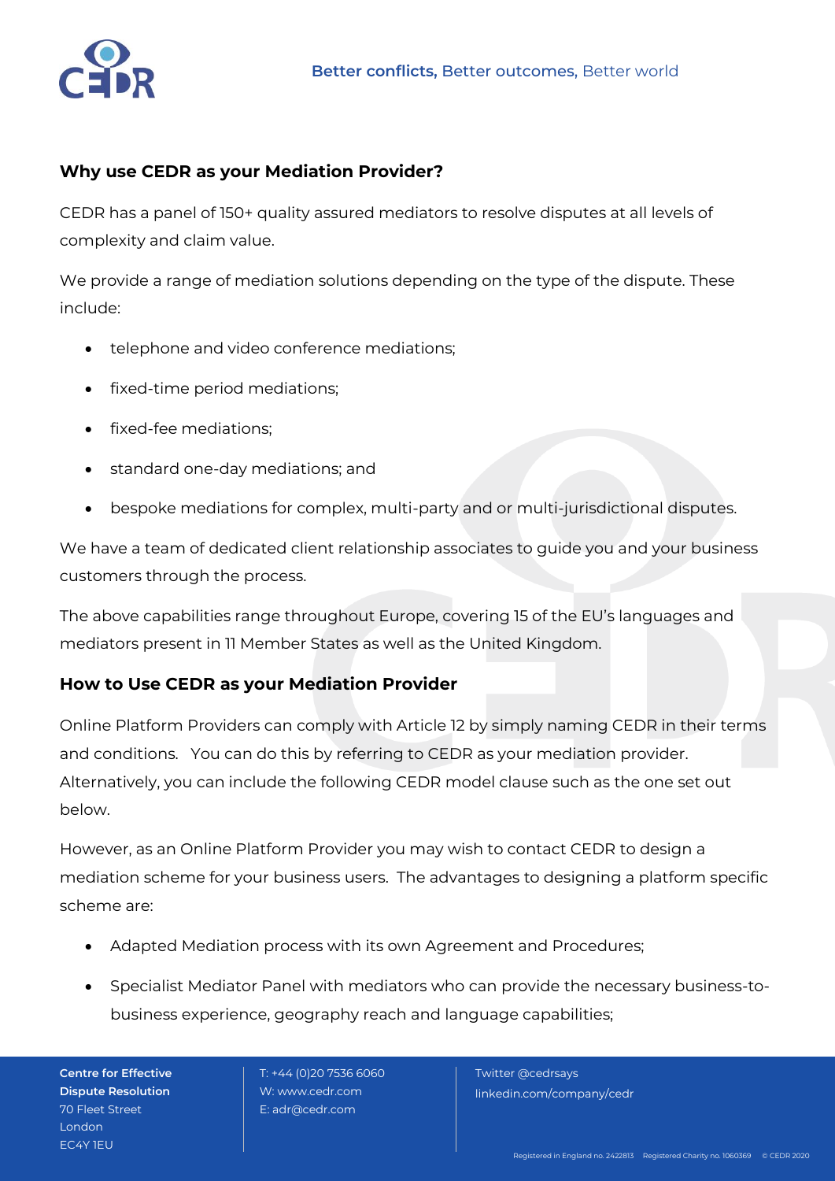## Why use CEDR as your Mediation Provider?

CEDR has a panel of 150+ quality assured mediators to resolve disputes at all levels of complexity and claim value.

We provide a range of mediation solutions depending on the type of the dispute. These include:

- telephone and video conference mediations;
- fixed-time period mediations;
- fixed-fee mediations;
- standard one-day mediations; and
- bespoke mediations for complex, multi-party and or multi-jurisdictional disputes.

We have a team of dedicated client relationship associates to guide you and your business customers through the process.

The above capabilities range throughout Europe, covering 15 of the EU's languages and mediators present in 11 Member States as well as the United Kingdom.

## How to Use CEDR as your Mediation Provider

Online Platform Providers can comply with Article 12 by simply naming CEDR in their terms and conditions. You can do this by referring to CEDR as your mediation provider. Alternatively, you can include the following CEDR model clause such as the one set out below.

However, as an Online Platform Provider you may wish to contact CEDR to design a mediation scheme for your business users. The advantages to designing a platform specific scheme are:

- Adapted Mediation process with its own Agreement and Procedures;
- Specialist Mediator Panel with mediators who can provide the necessary business-to-business experience, geography reach and language capabilities;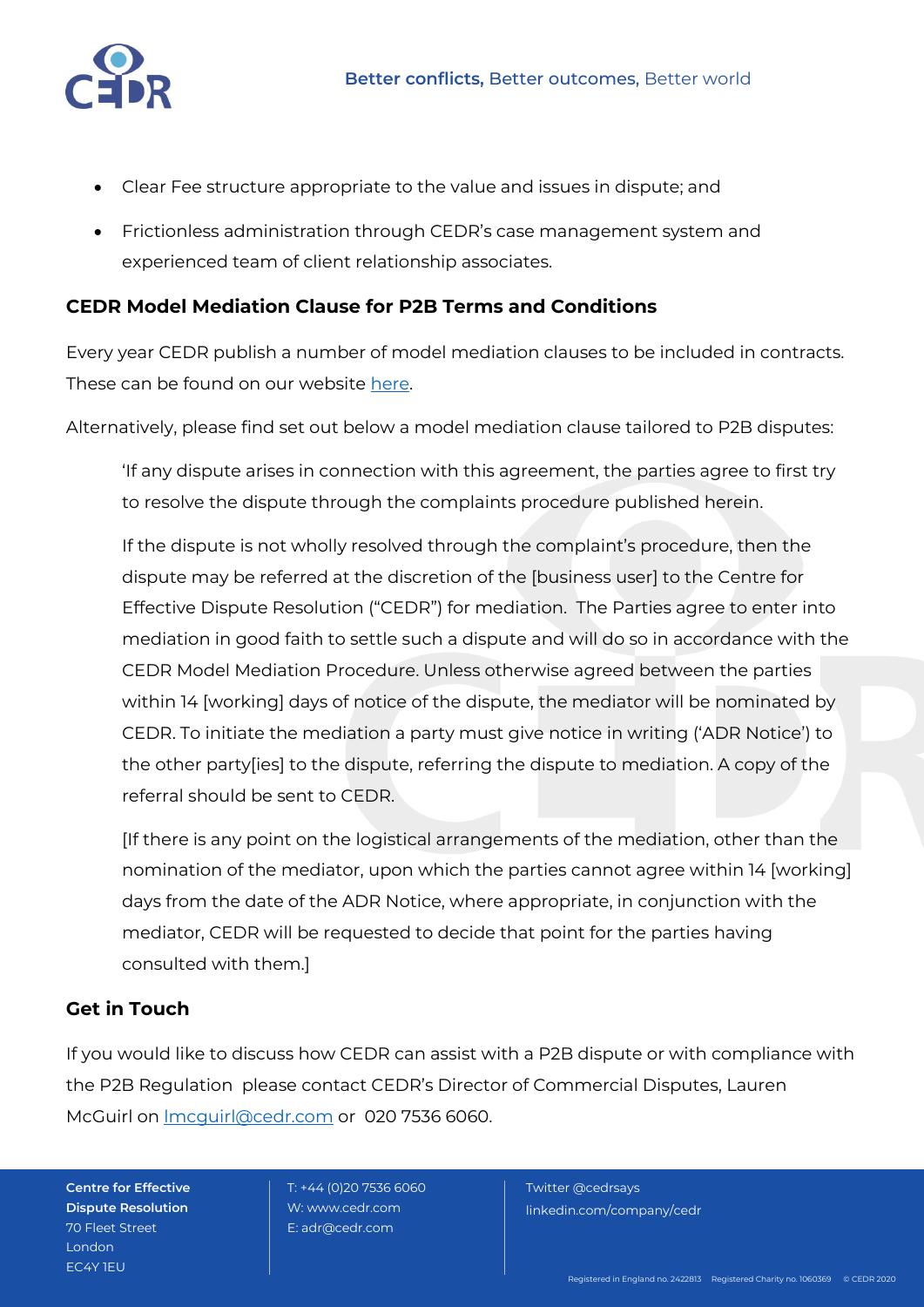- Clear Fee structure appropriate to the value and issues in dispute; and
- Frictionless administration through CEDR's case management system and experienced team of client relationship associates.

## CEDR Model Mediation Clause for P2B Terms and Conditions

Every year CEDR publish a number of model mediation clauses to be included in contracts. These can be found on our website here.

Alternatively, please find set out below a model mediation clause tailored to P2B disputes:

> 'If any dispute arises in connection with this agreement, the parties agree to first try to resolve the dispute through the complaints procedure published herein.
>
> If the dispute is not wholly resolved through the complaint's procedure, then the dispute may be referred at the discretion of the [business user] to the Centre for Effective Dispute Resolution ("CEDR") for mediation. The Parties agree to enter into mediation in good faith to settle such a dispute and will do so in accordance with the CEDR Model Mediation Procedure. Unless otherwise agreed between the parties within 14 [working] days of notice of the dispute, the mediator will be nominated by CEDR. To initiate the mediation a party must give notice in writing ('ADR Notice') to the other party[ies] to the dispute, referring the dispute to mediation. A copy of the referral should be sent to CEDR.
>
> [If there is any point on the logistical arrangements of the mediation, other than the nomination of the mediator, upon which the parties cannot agree within 14 [working] days from the date of the ADR Notice, where appropriate, in conjunction with the mediator, CEDR will be requested to decide that point for the parties having consulted with them.]

## Get in Touch

If you would like to discuss how CEDR can assist with a P2B dispute or with compliance with the P2B Regulation please contact CEDR's Director of Commercial Disputes, Lauren McGuirl on lmcguirl@cedr.com or 020 7536 6060.